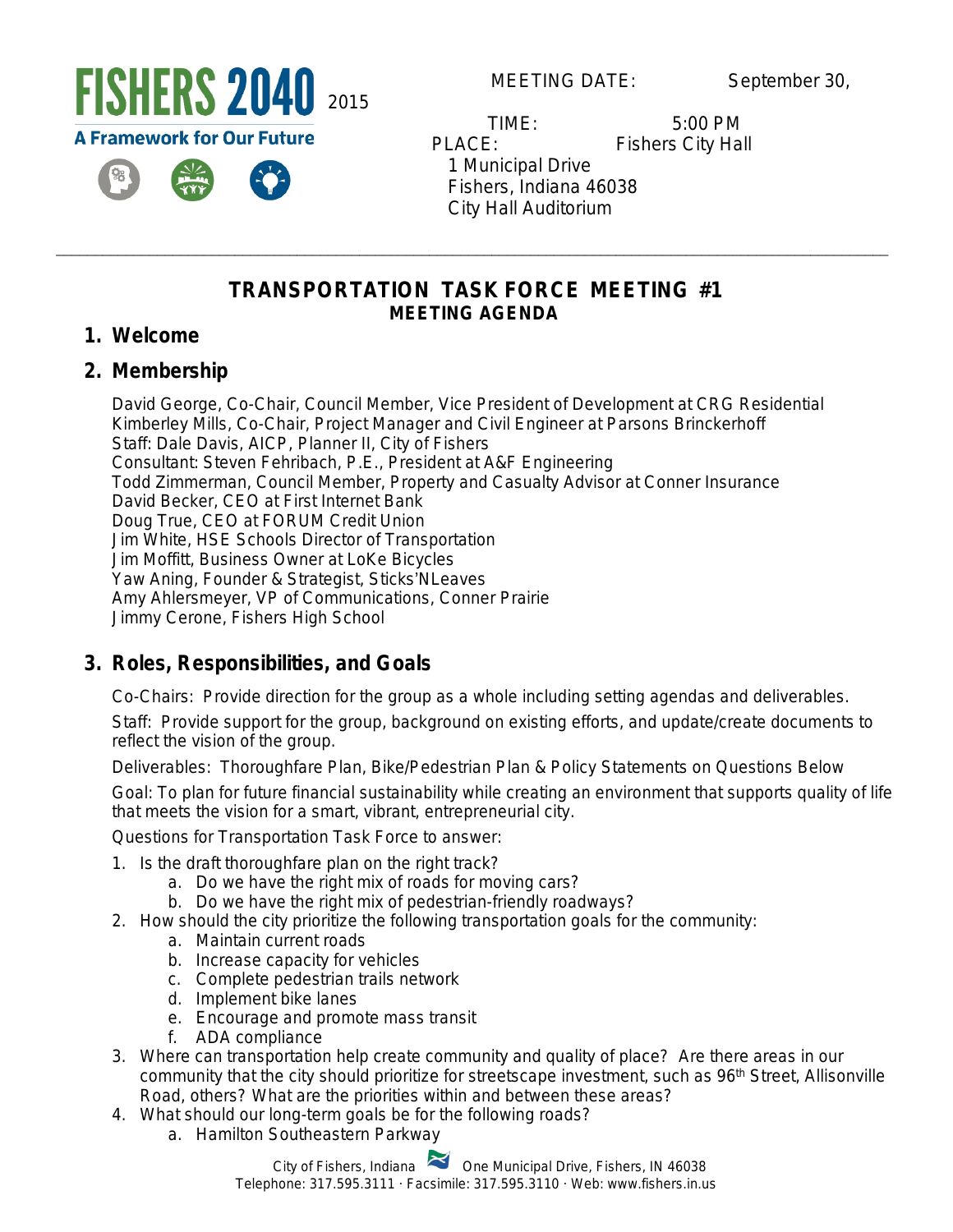# FISHERS 2040

**A Framework for Our Future**

MEETING DATE: September 30, 2015

TIME: 5:00 PM

PLACE: Fishers City Hall
1 Municipal Drive
Fishers, Indiana 46038
City Hall Auditorium

---

## TRANSPORTATION TASK FORCE MEETING #1
### MEETING AGENDA

## 1. Welcome

## 2. Membership

David George, Co-Chair, Council Member, Vice President of Development at CRG Residential
Kimberley Mills, Co-Chair, Project Manager and Civil Engineer at Parsons Brinckerhoff
Staff: Dale Davis, AICP, Planner II, City of Fishers
Consultant: Steven Fehribach, P.E., President at A&F Engineering
Todd Zimmerman, Council Member, Property and Casualty Advisor at Conner Insurance
David Becker, CEO at First Internet Bank
Doug True, CEO at FORUM Credit Union
Jim White, HSE Schools Director of Transportation
Jim Moffitt, Business Owner at LoKe Bicycles
Yaw Aning, Founder & Strategist, Sticks'NLeaves
Amy Ahlersmeyer, VP of Communications, Conner Prairie
Jimmy Cerone, Fishers High School

## 3. Roles, Responsibilities, and Goals

Co-Chairs: Provide direction for the group as a whole including setting agendas and deliverables.

Staff: Provide support for the group, background on existing efforts, and update/create documents to reflect the vision of the group.

Deliverables: Thoroughfare Plan, Bike/Pedestrian Plan & Policy Statements on Questions Below

Goal: To plan for future financial sustainability while creating an environment that supports quality of life that meets the vision for a smart, vibrant, entrepreneurial city.

Questions for Transportation Task Force to answer:

1. Is the draft thoroughfare plan on the right track?
   a. Do we have the right mix of roads for moving cars?
   b. Do we have the right mix of pedestrian-friendly roadways?
2. How should the city prioritize the following transportation goals for the community:
   a. Maintain current roads
   b. Increase capacity for vehicles
   c. Complete pedestrian trails network
   d. Implement bike lanes
   e. Encourage and promote mass transit
   f. ADA compliance
3. Where can transportation help create community and quality of place? Are there areas in our community that the city should prioritize for streetscape investment, such as 96th Street, Allisonville Road, others? What are the priorities within and between these areas?
4. What should our long-term goals be for the following roads?
   a. Hamilton Southeastern Parkway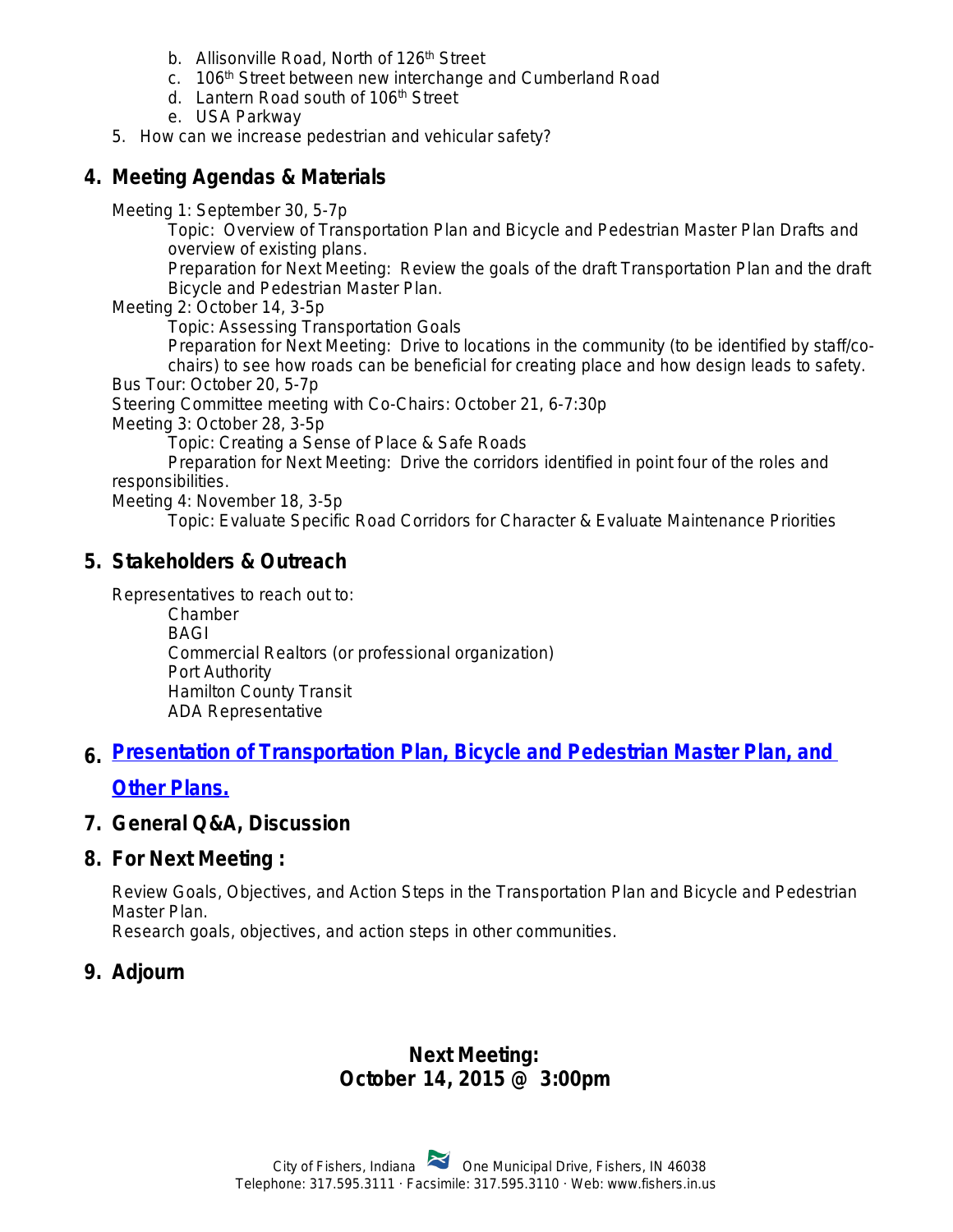b. Allisonville Road, North of 126th Street
   c. 106th Street between new interchange and Cumberland Road
   d. Lantern Road south of 106th Street
   e. USA Parkway
5. How can we increase pedestrian and vehicular safety?

## 4. Meeting Agendas & Materials

Meeting 1: September 30, 5-7p
   Topic: Overview of Transportation Plan and Bicycle and Pedestrian Master Plan Drafts and overview of existing plans.
   Preparation for Next Meeting: Review the goals of the draft Transportation Plan and the draft Bicycle and Pedestrian Master Plan.

Meeting 2: October 14, 3-5p
   Topic: Assessing Transportation Goals
   Preparation for Next Meeting: Drive to locations in the community (to be identified by staff/co-chairs) to see how roads can be beneficial for creating place and how design leads to safety.

Bus Tour: October 20, 5-7p

Steering Committee meeting with Co-Chairs: October 21, 6-7:30p

Meeting 3: October 28, 3-5p
   Topic: Creating a Sense of Place & Safe Roads
   Preparation for Next Meeting: Drive the corridors identified in point four of the roles and responsibilities.

Meeting 4: November 18, 3-5p
   Topic: Evaluate Specific Road Corridors for Character & Evaluate Maintenance Priorities

## 5. Stakeholders & Outreach

Representatives to reach out to:
   Chamber
   BAGI
   Commercial Realtors (or professional organization)
   Port Authority
   Hamilton County Transit
   ADA Representative

## 6. Presentation of Transportation Plan, Bicycle and Pedestrian Master Plan, and Other Plans.

## 7. General Q&A, Discussion

## 8. For Next Meeting :

Review Goals, Objectives, and Action Steps in the Transportation Plan and Bicycle and Pedestrian Master Plan.
Research goals, objectives, and action steps in other communities.

## 9. Adjourn

**Next Meeting:**
**October 14, 2015 @ 3:00pm**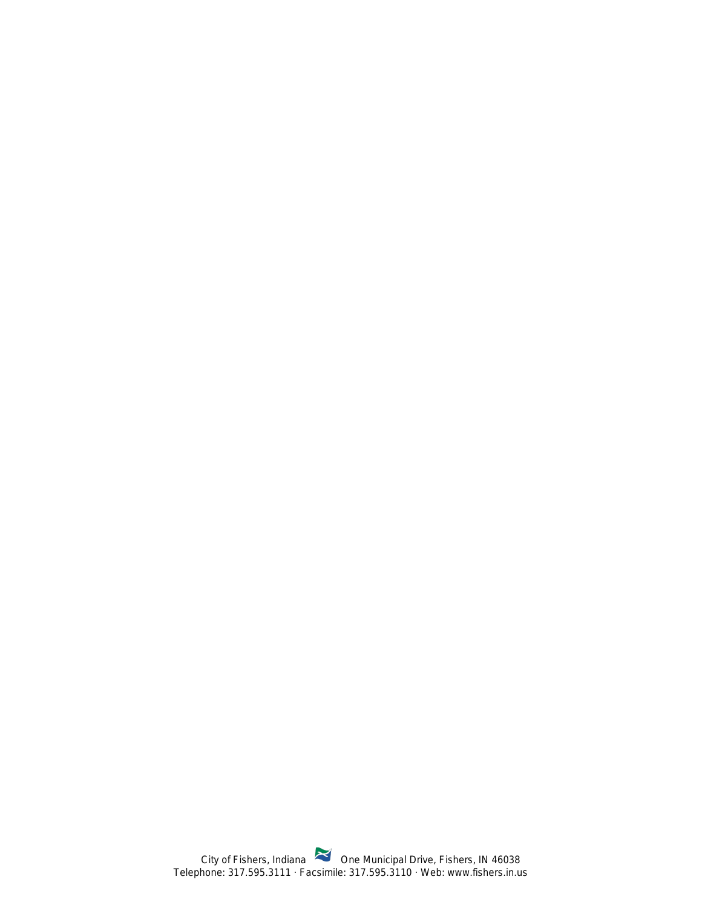City of Fishers, Indiana One Municipal Drive, Fishers, IN 46038

Telephone: 317.595.3111 · Facsimile: 317.595.3110 · Web: www.fishers.in.us